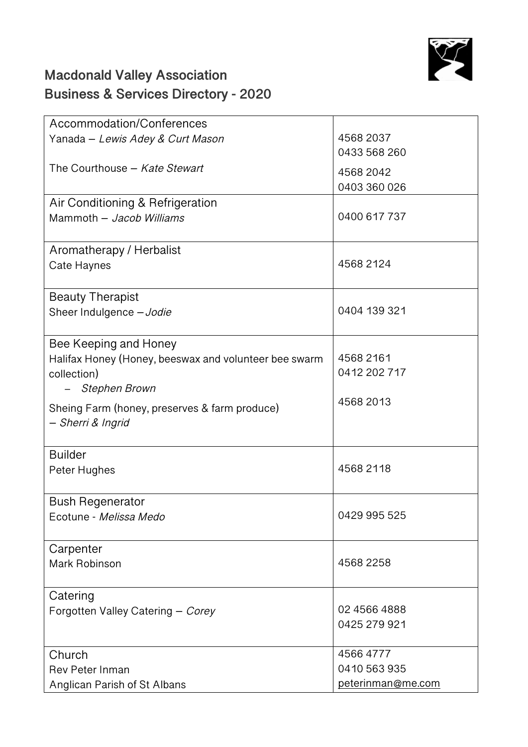## Macdonald Valley Association
## Business & Services Directory - 2020

| | |
|---|---|
| **Accommodation/Conferences**<br>Yanada – *Lewis Adey & Curt Mason*<br><br>The Courthouse – *Kate Stewart* | 4568 2037<br>0433 568 260<br>4568 2042<br>0403 360 026 |
| **Air Conditioning & Refrigeration**<br>Mammoth – *Jacob Williams* | 0400 617 737 |
| **Aromatherapy / Herbalist**<br>Cate Haynes | 4568 2124 |
| **Beauty Therapist**<br>Sheer Indulgence – *Jodie* | 0404 139 321 |
| **Bee Keeping and Honey**<br>Halifax Honey (Honey, beeswax and volunteer bee swarm collection)<br>– *Stephen Brown*<br>Sheing Farm (honey, preserves & farm produce)<br>– *Sherri & Ingrid* | 4568 2161<br>0412 202 717<br><br>4568 2013 |
| **Builder**<br>Peter Hughes | 4568 2118 |
| **Bush Regenerator**<br>Ecotune - *Melissa Medo* | 0429 995 525 |
| **Carpenter**<br>Mark Robinson | 4568 2258 |
| **Catering**<br>Forgotten Valley Catering – *Corey* | 02 4566 4888<br>0425 279 921 |
| **Church**<br>Rev Peter Inman<br>Anglican Parish of St Albans | 4566 4777<br>0410 563 935<br>peterinman@me.com |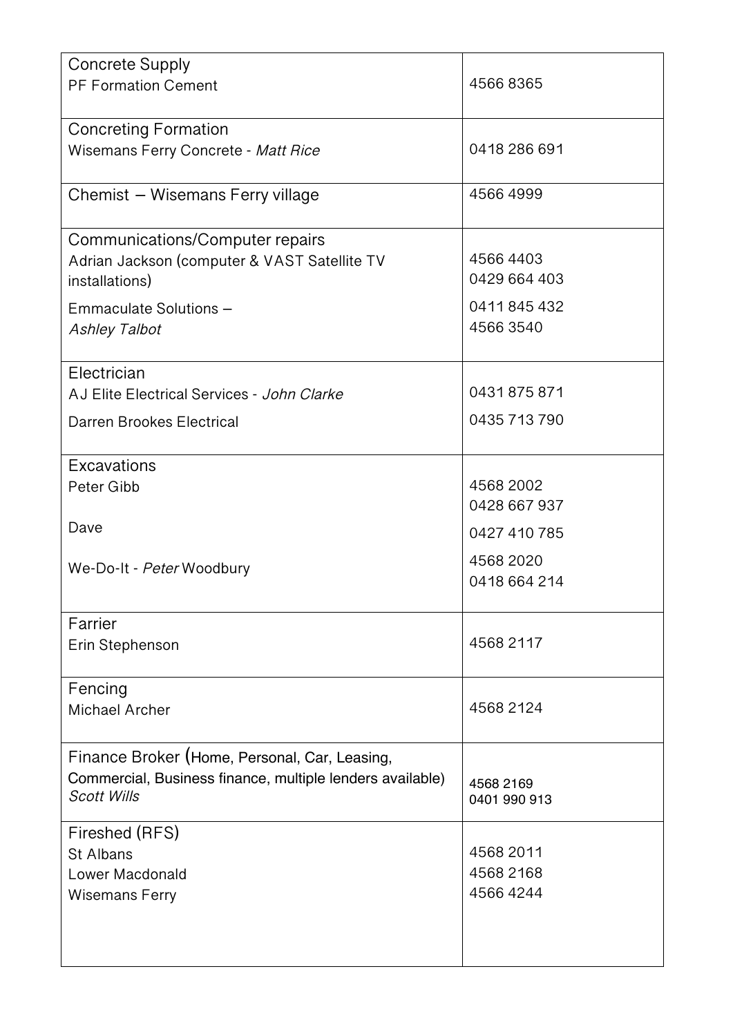| | |
|---|---|
| Concrete Supply<br>PF Formation Cement | 4566 8365 |
| Concreting Formation<br>Wisemans Ferry Concrete - *Matt Rice* | 0418 286 691 |
| Chemist – Wisemans Ferry village | 4566 4999 |
| Communications/Computer repairs<br>Adrian Jackson (computer & VAST Satellite TV installations)<br>Emmaculate Solutions –<br>*Ashley Talbot* | 4566 4403<br>0429 664 403<br>0411 845 432<br>4566 3540 |
| Electrician<br>AJ Elite Electrical Services - *John Clarke*<br>Darren Brookes Electrical | 0431 875 871<br>0435 713 790 |
| Excavations<br>Peter Gibb<br>Dave<br>We-Do-It - *Peter* Woodbury | 4568 2002<br>0428 667 937<br>0427 410 785<br>4568 2020<br>0418 664 214 |
| Farrier<br>Erin Stephenson | 4568 2117 |
| Fencing<br>Michael Archer | 4568 2124 |
| Finance Broker (Home, Personal, Car, Leasing, Commercial, Business finance, multiple lenders available)<br>*Scott Wills* | 4568 2169<br>0401 990 913 |
| Fireshed (RFS)<br>St Albans<br>Lower Macdonald<br>Wisemans Ferry | 4568 2011<br>4568 2168<br>4566 4244 |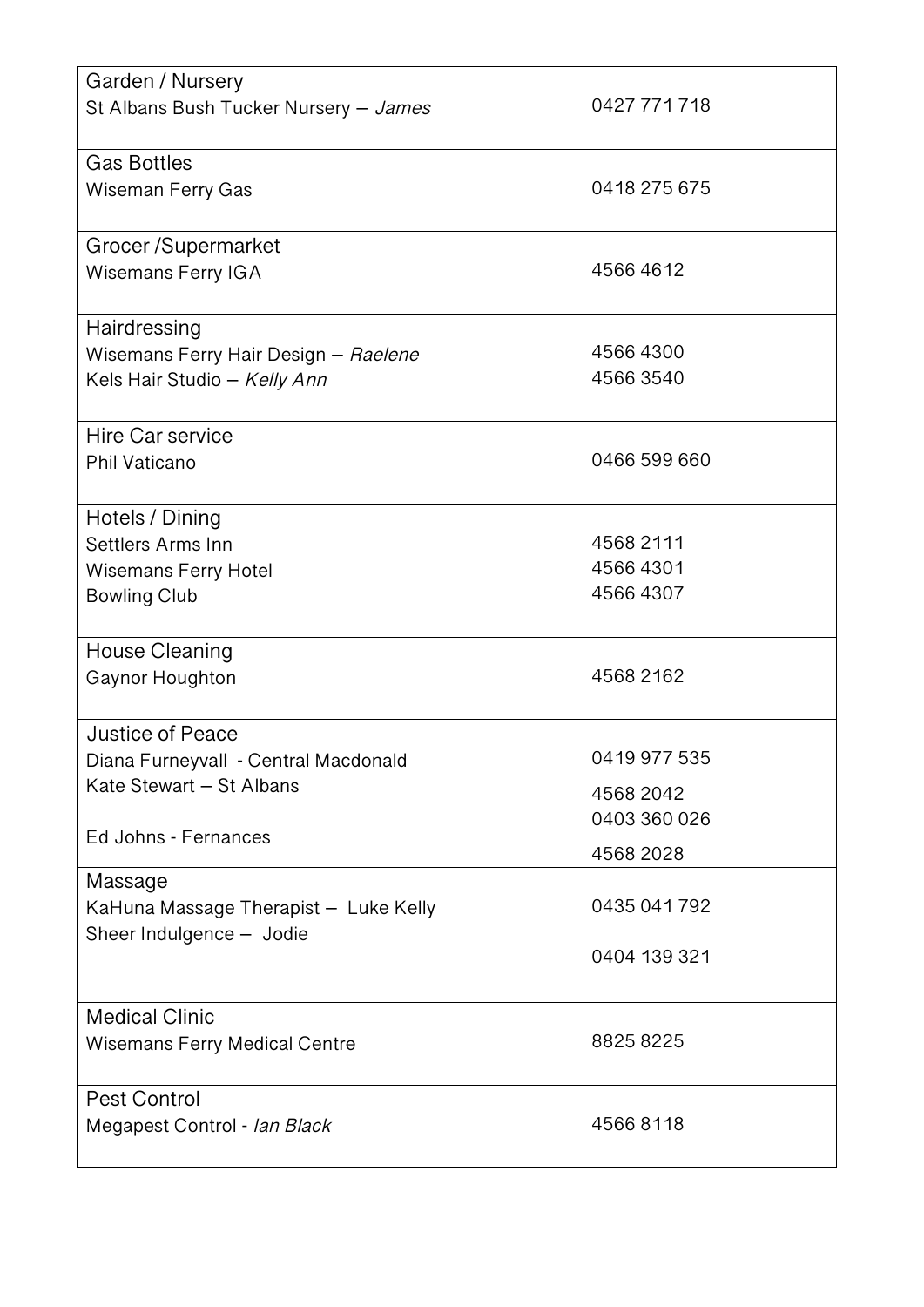| | |
|---|---|
| Garden / Nursery<br>St Albans Bush Tucker Nursery – *James* | 0427 771 718 |
| Gas Bottles<br>Wiseman Ferry Gas | 0418 275 675 |
| Grocer /Supermarket<br>Wisemans Ferry IGA | 4566 4612 |
| Hairdressing<br>Wisemans Ferry Hair Design – *Raelene*<br>Kels Hair Studio – *Kelly Ann* | 4566 4300<br>4566 3540 |
| Hire Car service<br>Phil Vaticano | 0466 599 660 |
| Hotels / Dining<br>Settlers Arms Inn<br>Wisemans Ferry Hotel<br>Bowling Club | 4568 2111<br>4566 4301<br>4566 4307 |
| House Cleaning<br>Gaynor Houghton | 4568 2162 |
| Justice of Peace<br>Diana Furneyvall - Central Macdonald<br>Kate Stewart – St Albans<br>Ed Johns - Fernances | 0419 977 535<br>4568 2042<br>0403 360 026<br>4568 2028 |
| Massage<br>KaHuna Massage Therapist – Luke Kelly<br>Sheer Indulgence – Jodie | 0435 041 792<br>0404 139 321 |
| Medical Clinic<br>Wisemans Ferry Medical Centre | 8825 8225 |
| Pest Control<br>Megapest Control - *Ian Black* | 4566 8118 |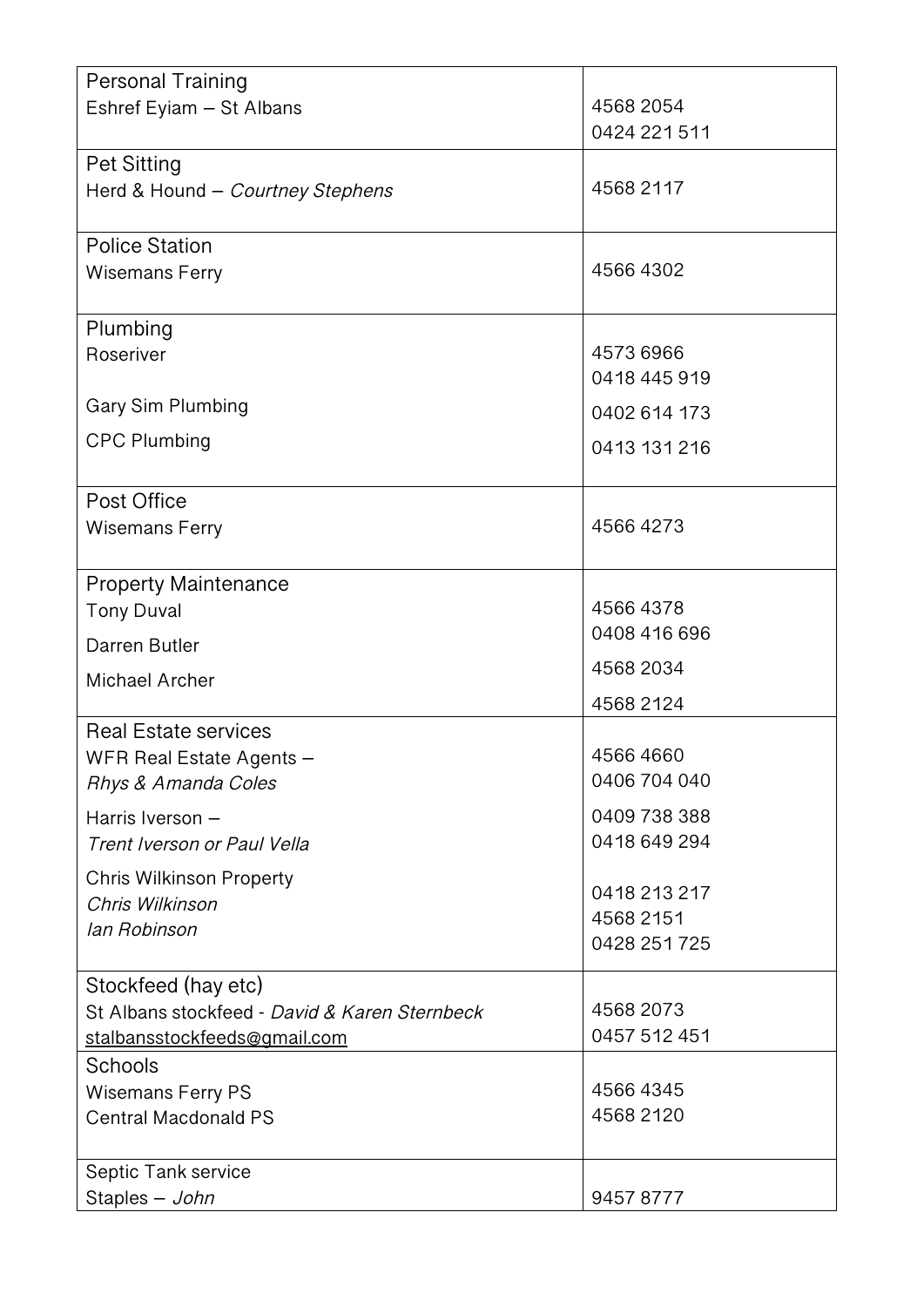| | |
|---|---|
| Personal Training<br>Eshref Eyiam – St Albans | 4568 2054<br>0424 221 511 |
| Pet Sitting<br>Herd & Hound – *Courtney Stephens* | 4568 2117 |
| Police Station<br>Wisemans Ferry | 4566 4302 |
| Plumbing<br>Roseriver<br><br>Gary Sim Plumbing<br>CPC Plumbing | 4573 6966<br>0418 445 919<br>0402 614 173<br>0413 131 216 |
| Post Office<br>Wisemans Ferry | 4566 4273 |
| Property Maintenance<br>Tony Duval<br>Darren Butler<br>Michael Archer | 4566 4378<br>0408 416 696<br>4568 2034<br>4568 2124 |
| Real Estate services<br>WFR Real Estate Agents –<br>*Rhys & Amanda Coles*<br>Harris Iverson –<br>*Trent Iverson or Paul Vella*<br>Chris Wilkinson Property<br>*Chris Wilkinson*<br>*Ian Robinson* | 4566 4660<br>0406 704 040<br>0409 738 388<br>0418 649 294<br><br>0418 213 217<br>4568 2151<br>0428 251 725 |
| Stockfeed (hay etc)<br>St Albans stockfeed - *David & Karen Sternbeck*<br>stalbansstockfeeds@gmail.com | 4568 2073<br>0457 512 451 |
| Schools<br>Wisemans Ferry PS<br>Central Macdonald PS | 4566 4345<br>4568 2120 |
| Septic Tank service<br>Staples – *John* | 9457 8777 |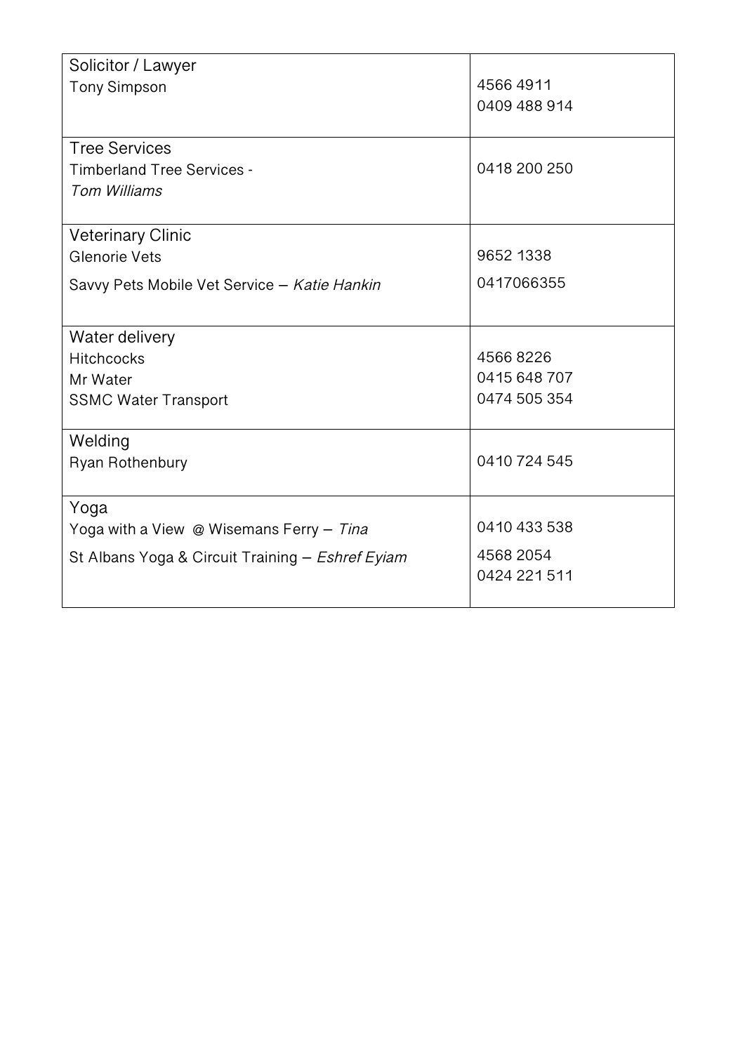| | |
|---|---|
| Solicitor / Lawyer<br>Tony Simpson | 4566 4911<br>0409 488 914 |
| Tree Services<br>Timberland Tree Services -<br>*Tom Williams* | 0418 200 250 |
| Veterinary Clinic<br>Glenorie Vets<br>Savvy Pets Mobile Vet Service – *Katie Hankin* | 9652 1338<br>0417066355 |
| Water delivery<br>Hitchcocks<br>Mr Water<br>SSMC Water Transport | 4566 8226<br>0415 648 707<br>0474 505 354 |
| Welding<br>Ryan Rothenbury | 0410 724 545 |
| Yoga<br>Yoga with a View @ Wisemans Ferry – *Tina*<br>St Albans Yoga & Circuit Training – *Eshref Eyiam* | 0410 433 538<br>4568 2054<br>0424 221 511 |